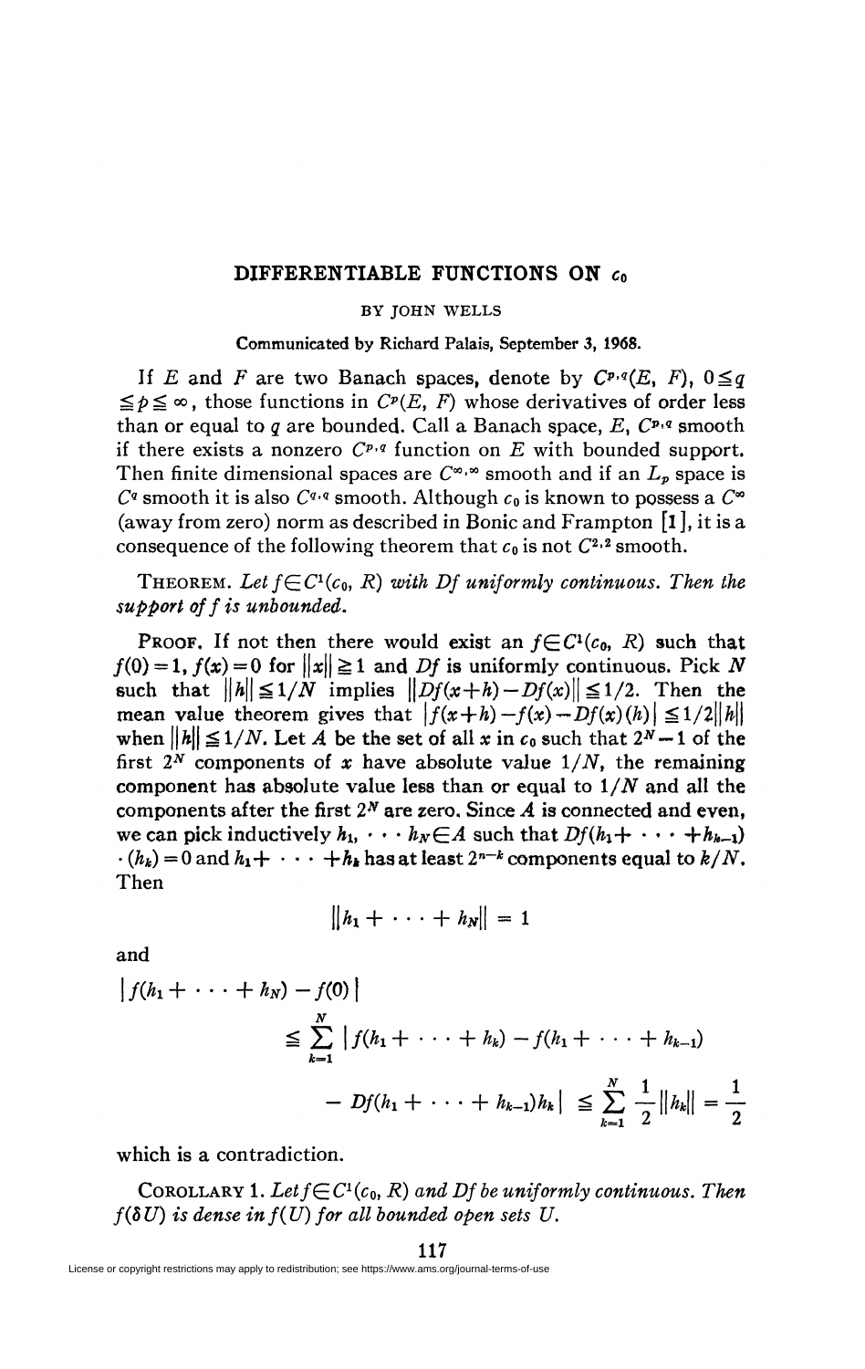# DIFFERENTIABLE FUNCTIONS ON $c_0$

BY JOHN WELLS

Communicated by Richard Palais, September 3, 1968.

If $E$ and $F$ are two Banach spaces, denote by $C^{p,q}(E, F)$, $0 \leqq q \leqq p \leqq \infty$, those functions in $C^p(E, F)$ whose derivatives of order less than or equal to $q$ are bounded. Call a Banach space, $E$, $C^{p,q}$ smooth if there exists a nonzero $C^{p,q}$ function on $E$ with bounded support. Then finite dimensional spaces are $C^{\infty,\infty}$ smooth and if an $L_p$ space is $C^q$ smooth it is also $C^{q,q}$ smooth. Although $c_0$ is known to possess a $C^\infty$ (away from zero) norm as described in Bonic and Frampton [1], it is a consequence of the following theorem that $c_0$ is not $C^{2,2}$ smooth.

THEOREM. *Let $f \in C^1(c_0, R)$ with $Df$ uniformly continuous. Then the support of $f$ is unbounded.*

PROOF. If not then there would exist an $f \in C^1(c_0, R)$ such that $f(0) = 1$, $f(x) = 0$ for $\|x\| \geqq 1$ and $Df$ is uniformly continuous. Pick $N$ such that $\|h\| \leqq 1/N$ implies $\|Df(x+h) - Df(x)\| \leqq 1/2$. Then the mean value theorem gives that $|f(x+h) - f(x) - Df(x)(h)| \leqq 1/2\|h\|$ when $\|h\| \leqq 1/N$. Let $A$ be the set of all $x$ in $c_0$ such that $2^N - 1$ of the first $2^N$ components of $x$ have absolute value $1/N$, the remaining component has absolute value less than or equal to $1/N$ and all the components after the first $2^N$ are zero. Since $A$ is connected and even, we can pick inductively $h_1, \cdots h_N \in A$ such that $Df(h_1 + \cdots + h_{k-1}) \cdot (h_k) = 0$ and $h_1 + \cdots + h_k$ has at least $2^{n-k}$ components equal to $k/N$. Then

$$\|h_1 + \cdots + h_N\| = 1$$

and

$$\begin{aligned} |f(h_1 + \cdots + h_N) - f(0)| &\leqq \sum_{k=1}^{N} |f(h_1 + \cdots + h_k) - f(h_1 + \cdots + h_{k-1}) \\ &\quad - Df(h_1 + \cdots + h_{k-1})h_k| \leqq \sum_{k=1}^{N} \frac{1}{2}\|h_k\| = \frac{1}{2} \end{aligned}$$

which is a contradiction.

COROLLARY 1. *Let $f \in C^1(c_0, R)$ and $Df$ be uniformly continuous. Then $f(\delta U)$ is dense in $f(U)$ for all bounded open sets $U$.*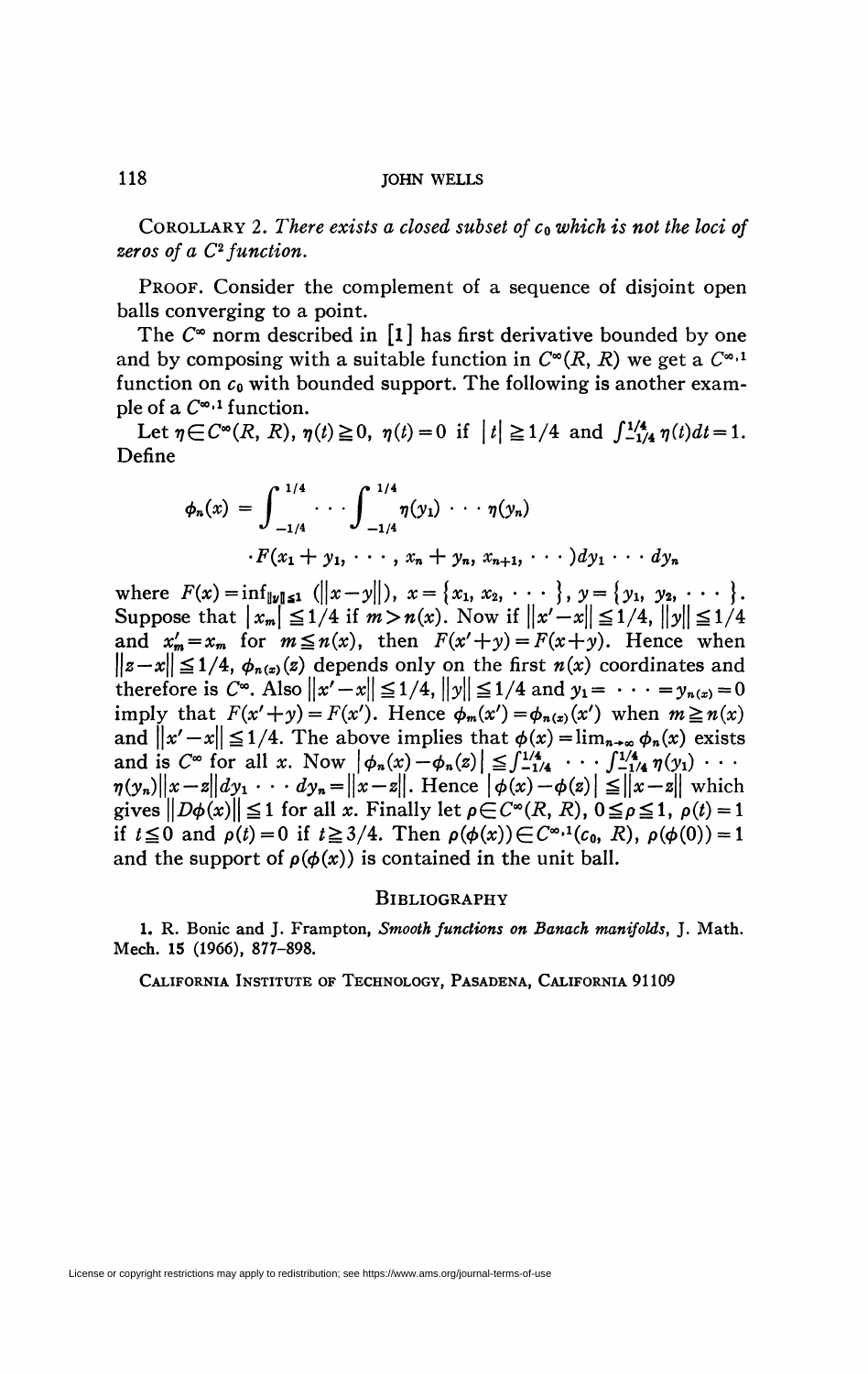COROLLARY 2. *There exists a closed subset of $c_0$ which is not the loci of zeros of a $C^2$ function.*

PROOF. Consider the complement of a sequence of disjoint open balls converging to a point.

The $C^\infty$ norm described in [1] has first derivative bounded by one and by composing with a suitable function in $C^\infty(R, R)$ we get a $C^{\infty,1}$ function on $c_0$ with bounded support. The following is another example of a $C^{\infty,1}$ function.

Let $\eta \in C^\infty(R, R)$, $\eta(t) \geq 0$, $\eta(t) = 0$ if $|t| \geq 1/4$ and $\int_{-1/4}^{1/4} \eta(t)dt = 1$. Define

$$\phi_n(x) = \int_{-1/4}^{1/4} \cdots \int_{-1/4}^{1/4} \eta(y_1) \cdots \eta(y_n) \cdot F(x_1 + y_1, \cdots, x_n + y_n, x_{n+1}, \cdots) dy_1 \cdots dy_n$$

where $F(x) = \inf_{\|y\| \leq 1} (\|x - y\|)$, $x = \{x_1, x_2, \cdots\}$, $y = \{y_1, y_2, \cdots\}$. Suppose that $|x_m| \leq 1/4$ if $m > n(x)$. Now if $\|x' - x\| \leq 1/4$, $\|y\| \leq 1/4$ and $x'_m = x_m$ for $m \leq n(x)$, then $F(x' + y) = F(x + y)$. Hence when $\|z - x\| \leq 1/4$, $\phi_{n(x)}(z)$ depends only on the first $n(x)$ coordinates and therefore is $C^\infty$. Also $\|x' - x\| \leq 1/4$, $\|y\| \leq 1/4$ and $y_1 = \cdots = y_{n(x)} = 0$ imply that $F(x' + y) = F(x')$. Hence $\phi_m(x') = \phi_{n(x)}(x')$ when $m \geq n(x)$ and $\|x' - x\| \leq 1/4$. The above implies that $\phi(x) = \lim_{n \to \infty} \phi_n(x)$ exists and is $C^\infty$ for all $x$. Now $|\phi_n(x) - \phi_n(z)| \leq \int_{-1/4}^{1/4} \cdots \int_{-1/4}^{1/4} \eta(y_1) \cdots \eta(y_n) \|x - z\| dy_1 \cdots dy_n = \|x - z\|$. Hence $|\phi(x) - \phi(z)| \leq \|x - z\|$ which gives $\|D\phi(x)\| \leq 1$ for all $x$. Finally let $\rho \in C^\infty(R, R)$, $0 \leq \rho \leq 1$, $\rho(t) = 1$ if $t \leq 0$ and $\rho(t) = 0$ if $t \geq 3/4$. Then $\rho(\phi(x)) \in C^{\infty,1}(c_0, R)$, $\rho(\phi(0)) = 1$ and the support of $\rho(\phi(x))$ is contained in the unit ball.

## BIBLIOGRAPHY

1. R. Bonic and J. Frampton, *Smooth functions on Banach manifolds*, J. Math. Mech. **15** (1966), 877–898.

CALIFORNIA INSTITUTE OF TECHNOLOGY, PASADENA, CALIFORNIA 91109